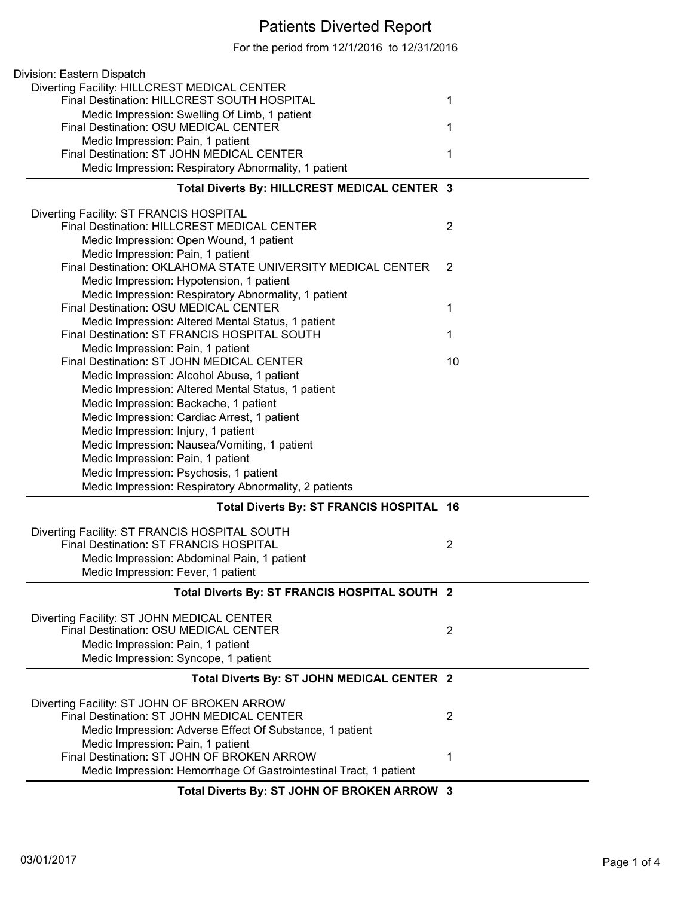# Patients Diverted Report

For the period from 12/1/2016 to 12/31/2016

Division: Eastern Dispatch

Diverting Facility: HILLCREST MEDICAL CENTER

- Final Destination: HILLCREST SOUTH HOSPITAL — 1
  - Medic Impression: Swelling Of Limb, 1 patient
- Final Destination: OSU MEDICAL CENTER — 1
  - Medic Impression: Pain, 1 patient
- Final Destination: ST JOHN MEDICAL CENTER — 1
  - Medic Impression: Respiratory Abnormality, 1 patient

**Total Diverts By: HILLCREST MEDICAL CENTER 3**

Diverting Facility: ST FRANCIS HOSPITAL

- Final Destination: HILLCREST MEDICAL CENTER — 2
  - Medic Impression: Open Wound, 1 patient
  - Medic Impression: Pain, 1 patient
- Final Destination: OKLAHOMA STATE UNIVERSITY MEDICAL CENTER — 2
  - Medic Impression: Hypotension, 1 patient
  - Medic Impression: Respiratory Abnormality, 1 patient
- Final Destination: OSU MEDICAL CENTER — 1
  - Medic Impression: Altered Mental Status, 1 patient
- Final Destination: ST FRANCIS HOSPITAL SOUTH — 1
  - Medic Impression: Pain, 1 patient
- Final Destination: ST JOHN MEDICAL CENTER — 10
  - Medic Impression: Alcohol Abuse, 1 patient
  - Medic Impression: Altered Mental Status, 1 patient
  - Medic Impression: Backache, 1 patient
  - Medic Impression: Cardiac Arrest, 1 patient
  - Medic Impression: Injury, 1 patient
  - Medic Impression: Nausea/Vomiting, 1 patient
  - Medic Impression: Pain, 1 patient
  - Medic Impression: Psychosis, 1 patient
  - Medic Impression: Respiratory Abnormality, 2 patients

**Total Diverts By: ST FRANCIS HOSPITAL 16**

Diverting Facility: ST FRANCIS HOSPITAL SOUTH

- Final Destination: ST FRANCIS HOSPITAL — 2
  - Medic Impression: Abdominal Pain, 1 patient
  - Medic Impression: Fever, 1 patient

**Total Diverts By: ST FRANCIS HOSPITAL SOUTH 2**

Diverting Facility: ST JOHN MEDICAL CENTER

- Final Destination: OSU MEDICAL CENTER — 2
  - Medic Impression: Pain, 1 patient
  - Medic Impression: Syncope, 1 patient

**Total Diverts By: ST JOHN MEDICAL CENTER 2**

Diverting Facility: ST JOHN OF BROKEN ARROW

- Final Destination: ST JOHN MEDICAL CENTER — 2
  - Medic Impression: Adverse Effect Of Substance, 1 patient
  - Medic Impression: Pain, 1 patient
- Final Destination: ST JOHN OF BROKEN ARROW — 1
  - Medic Impression: Hemorrhage Of Gastrointestinal Tract, 1 patient

**Total Diverts By: ST JOHN OF BROKEN ARROW 3**

03/01/2017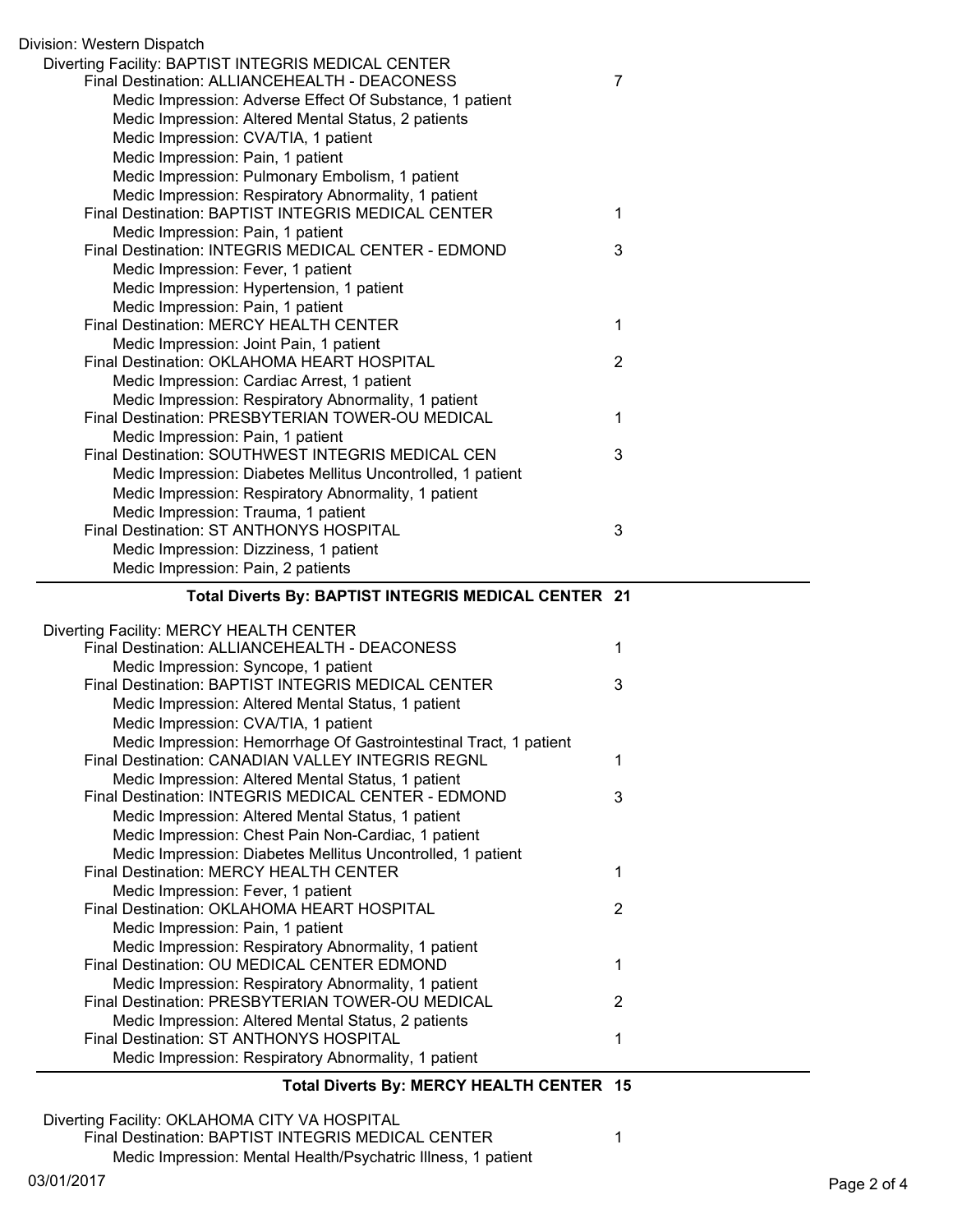Division: Western Dispatch

Diverting Facility: BAPTIST INTEGRIS MEDICAL CENTER

| | |
|---|---|
| Final Destination: ALLIANCEHEALTH - DEACONESS | 7 |
| Medic Impression: Adverse Effect Of Substance, 1 patient | |
| Medic Impression: Altered Mental Status, 2 patients | |
| Medic Impression: CVA/TIA, 1 patient | |
| Medic Impression: Pain, 1 patient | |
| Medic Impression: Pulmonary Embolism, 1 patient | |
| Medic Impression: Respiratory Abnormality, 1 patient | |
| Final Destination: BAPTIST INTEGRIS MEDICAL CENTER | 1 |
| Medic Impression: Pain, 1 patient | |
| Final Destination: INTEGRIS MEDICAL CENTER - EDMOND | 3 |
| Medic Impression: Fever, 1 patient | |
| Medic Impression: Hypertension, 1 patient | |
| Medic Impression: Pain, 1 patient | |
| Final Destination: MERCY HEALTH CENTER | 1 |
| Medic Impression: Joint Pain, 1 patient | |
| Final Destination: OKLAHOMA HEART HOSPITAL | 2 |
| Medic Impression: Cardiac Arrest, 1 patient | |
| Medic Impression: Respiratory Abnormality, 1 patient | |
| Final Destination: PRESBYTERIAN TOWER-OU MEDICAL | 1 |
| Medic Impression: Pain, 1 patient | |
| Final Destination: SOUTHWEST INTEGRIS MEDICAL CEN | 3 |
| Medic Impression: Diabetes Mellitus Uncontrolled, 1 patient | |
| Medic Impression: Respiratory Abnormality, 1 patient | |
| Medic Impression: Trauma, 1 patient | |
| Final Destination: ST ANTHONYS HOSPITAL | 3 |
| Medic Impression: Dizziness, 1 patient | |
| Medic Impression: Pain, 2 patients | |

**Total Diverts By: BAPTIST INTEGRIS MEDICAL CENTER 21**

Diverting Facility: MERCY HEALTH CENTER

| | |
|---|---|
| Final Destination: ALLIANCEHEALTH - DEACONESS | 1 |
| Medic Impression: Syncope, 1 patient | |
| Final Destination: BAPTIST INTEGRIS MEDICAL CENTER | 3 |
| Medic Impression: Altered Mental Status, 1 patient | |
| Medic Impression: CVA/TIA, 1 patient | |
| Medic Impression: Hemorrhage Of Gastrointestinal Tract, 1 patient | |
| Final Destination: CANADIAN VALLEY INTEGRIS REGNL | 1 |
| Medic Impression: Altered Mental Status, 1 patient | |
| Final Destination: INTEGRIS MEDICAL CENTER - EDMOND | 3 |
| Medic Impression: Altered Mental Status, 1 patient | |
| Medic Impression: Chest Pain Non-Cardiac, 1 patient | |
| Medic Impression: Diabetes Mellitus Uncontrolled, 1 patient | |
| Final Destination: MERCY HEALTH CENTER | 1 |
| Medic Impression: Fever, 1 patient | |
| Final Destination: OKLAHOMA HEART HOSPITAL | 2 |
| Medic Impression: Pain, 1 patient | |
| Medic Impression: Respiratory Abnormality, 1 patient | |
| Final Destination: OU MEDICAL CENTER EDMOND | 1 |
| Medic Impression: Respiratory Abnormality, 1 patient | |
| Final Destination: PRESBYTERIAN TOWER-OU MEDICAL | 2 |
| Medic Impression: Altered Mental Status, 2 patients | |
| Final Destination: ST ANTHONYS HOSPITAL | 1 |
| Medic Impression: Respiratory Abnormality, 1 patient | |

**Total Diverts By: MERCY HEALTH CENTER 15**

Diverting Facility: OKLAHOMA CITY VA HOSPITAL

| | |
|---|---|
| Final Destination: BAPTIST INTEGRIS MEDICAL CENTER | 1 |
| Medic Impression: Mental Health/Psychatric Illness, 1 patient | |

03/01/2017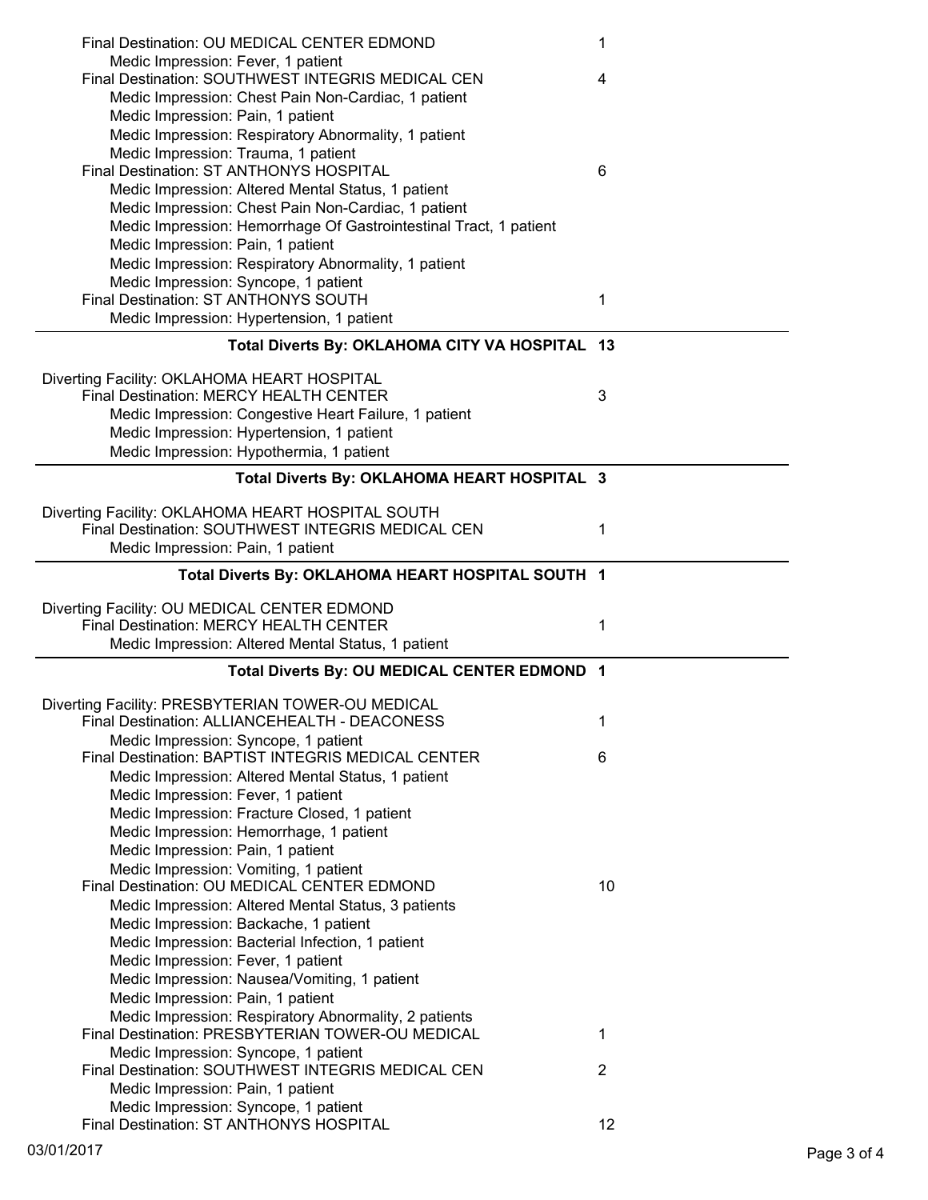Final Destination: OU MEDICAL CENTER EDMOND 1

Medic Impression: Fever, 1 patient

Final Destination: SOUTHWEST INTEGRIS MEDICAL CEN 4

Medic Impression: Chest Pain Non-Cardiac, 1 patient

Medic Impression: Pain, 1 patient

Medic Impression: Respiratory Abnormality, 1 patient

Medic Impression: Trauma, 1 patient

Final Destination: ST ANTHONYS HOSPITAL 6

Medic Impression: Altered Mental Status, 1 patient

Medic Impression: Chest Pain Non-Cardiac, 1 patient

Medic Impression: Hemorrhage Of Gastrointestinal Tract, 1 patient

Medic Impression: Pain, 1 patient

Medic Impression: Respiratory Abnormality, 1 patient

Medic Impression: Syncope, 1 patient

Final Destination: ST ANTHONYS SOUTH 1

Medic Impression: Hypertension, 1 patient

---

**Total Diverts By: OKLAHOMA CITY VA HOSPITAL 13**

Diverting Facility: OKLAHOMA HEART HOSPITAL

Final Destination: MERCY HEALTH CENTER 3

Medic Impression: Congestive Heart Failure, 1 patient

Medic Impression: Hypertension, 1 patient

Medic Impression: Hypothermia, 1 patient

---

**Total Diverts By: OKLAHOMA HEART HOSPITAL 3**

Diverting Facility: OKLAHOMA HEART HOSPITAL SOUTH

Final Destination: SOUTHWEST INTEGRIS MEDICAL CEN 1

Medic Impression: Pain, 1 patient

---

**Total Diverts By: OKLAHOMA HEART HOSPITAL SOUTH 1**

Diverting Facility: OU MEDICAL CENTER EDMOND

Final Destination: MERCY HEALTH CENTER 1

Medic Impression: Altered Mental Status, 1 patient

---

**Total Diverts By: OU MEDICAL CENTER EDMOND 1**

Diverting Facility: PRESBYTERIAN TOWER-OU MEDICAL

Final Destination: ALLIANCEHEALTH - DEACONESS 1

Medic Impression: Syncope, 1 patient

Final Destination: BAPTIST INTEGRIS MEDICAL CENTER 6

Medic Impression: Altered Mental Status, 1 patient

Medic Impression: Fever, 1 patient

Medic Impression: Fracture Closed, 1 patient

Medic Impression: Hemorrhage, 1 patient

Medic Impression: Pain, 1 patient

Medic Impression: Vomiting, 1 patient

Final Destination: OU MEDICAL CENTER EDMOND 10

Medic Impression: Altered Mental Status, 3 patients

Medic Impression: Backache, 1 patient

Medic Impression: Bacterial Infection, 1 patient

Medic Impression: Fever, 1 patient

Medic Impression: Nausea/Vomiting, 1 patient

Medic Impression: Pain, 1 patient

Medic Impression: Respiratory Abnormality, 2 patients

Final Destination: PRESBYTERIAN TOWER-OU MEDICAL 1

Medic Impression: Syncope, 1 patient

Final Destination: SOUTHWEST INTEGRIS MEDICAL CEN 2

Medic Impression: Pain, 1 patient

Medic Impression: Syncope, 1 patient

Final Destination: ST ANTHONYS HOSPITAL 12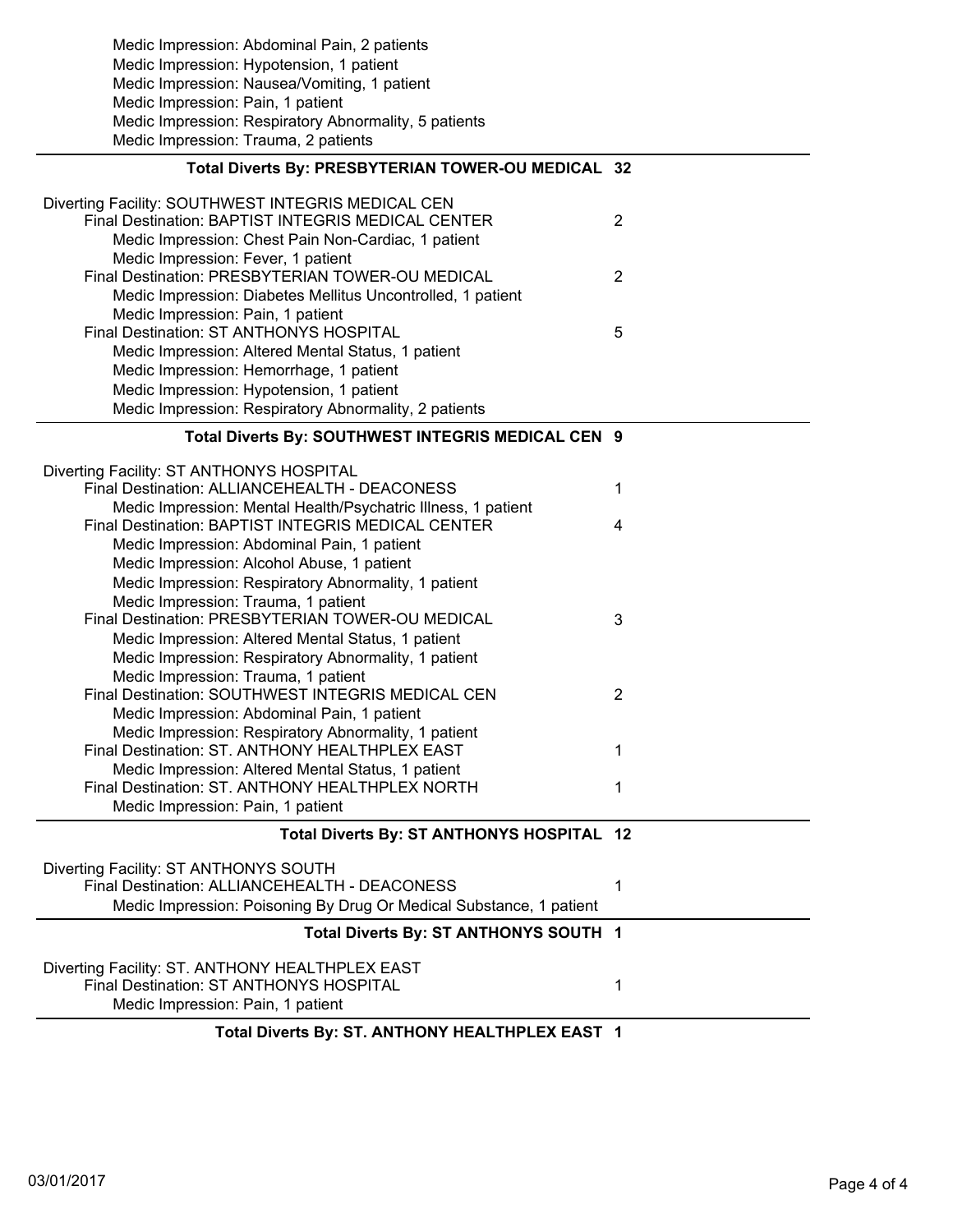Medic Impression: Abdominal Pain, 2 patients
Medic Impression: Hypotension, 1 patient
Medic Impression: Nausea/Vomiting, 1 patient
Medic Impression: Pain, 1 patient
Medic Impression: Respiratory Abnormality, 5 patients
Medic Impression: Trauma, 2 patients

**Total Diverts By: PRESBYTERIAN TOWER-OU MEDICAL 32**

---

Diverting Facility: SOUTHWEST INTEGRIS MEDICAL CEN

Final Destination: BAPTIST INTEGRIS MEDICAL CENTER — 2
Medic Impression: Chest Pain Non-Cardiac, 1 patient
Medic Impression: Fever, 1 patient

Final Destination: PRESBYTERIAN TOWER-OU MEDICAL — 2
Medic Impression: Diabetes Mellitus Uncontrolled, 1 patient
Medic Impression: Pain, 1 patient

Final Destination: ST ANTHONYS HOSPITAL — 5
Medic Impression: Altered Mental Status, 1 patient
Medic Impression: Hemorrhage, 1 patient
Medic Impression: Hypotension, 1 patient
Medic Impression: Respiratory Abnormality, 2 patients

**Total Diverts By: SOUTHWEST INTEGRIS MEDICAL CEN 9**

---

Diverting Facility: ST ANTHONYS HOSPITAL

Final Destination: ALLIANCEHEALTH - DEACONESS — 1
Medic Impression: Mental Health/Psychatric Illness, 1 patient

Final Destination: BAPTIST INTEGRIS MEDICAL CENTER — 4
Medic Impression: Abdominal Pain, 1 patient
Medic Impression: Alcohol Abuse, 1 patient
Medic Impression: Respiratory Abnormality, 1 patient
Medic Impression: Trauma, 1 patient

Final Destination: PRESBYTERIAN TOWER-OU MEDICAL — 3
Medic Impression: Altered Mental Status, 1 patient
Medic Impression: Respiratory Abnormality, 1 patient
Medic Impression: Trauma, 1 patient

Final Destination: SOUTHWEST INTEGRIS MEDICAL CEN — 2
Medic Impression: Abdominal Pain, 1 patient
Medic Impression: Respiratory Abnormality, 1 patient

Final Destination: ST. ANTHONY HEALTHPLEX EAST — 1
Medic Impression: Altered Mental Status, 1 patient

Final Destination: ST. ANTHONY HEALTHPLEX NORTH — 1
Medic Impression: Pain, 1 patient

**Total Diverts By: ST ANTHONYS HOSPITAL 12**

---

Diverting Facility: ST ANTHONYS SOUTH

Final Destination: ALLIANCEHEALTH - DEACONESS — 1
Medic Impression: Poisoning By Drug Or Medical Substance, 1 patient

**Total Diverts By: ST ANTHONYS SOUTH 1**

---

Diverting Facility: ST. ANTHONY HEALTHPLEX EAST

Final Destination: ST ANTHONYS HOSPITAL — 1
Medic Impression: Pain, 1 patient

**Total Diverts By: ST. ANTHONY HEALTHPLEX EAST 1**

03/01/2017